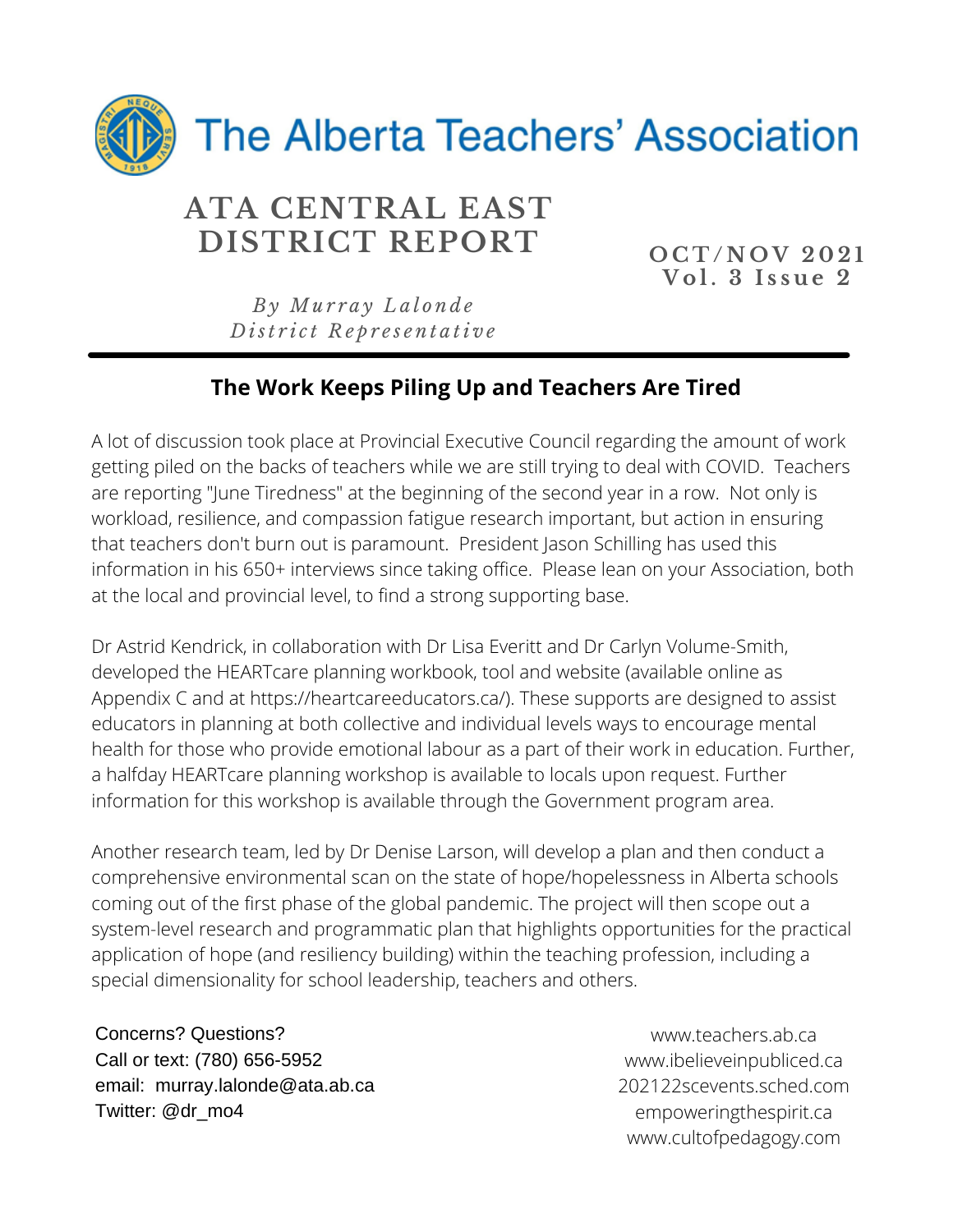The Alberta Teachers' Association

# ATA CENTRAL EAST DISTRICT REPORT

**OCT/NOV 2021**
**Vol. 3 Issue 2**

*By Murray Lalonde*
*District Representative*

## The Work Keeps Piling Up and Teachers Are Tired

A lot of discussion took place at Provincial Executive Council regarding the amount of work getting piled on the backs of teachers while we are still trying to deal with COVID. Teachers are reporting "June Tiredness" at the beginning of the second year in a row. Not only is workload, resilience, and compassion fatigue research important, but action in ensuring that teachers don't burn out is paramount. President Jason Schilling has used this information in his 650+ interviews since taking office. Please lean on your Association, both at the local and provincial level, to find a strong supporting base.

Dr Astrid Kendrick, in collaboration with Dr Lisa Everitt and Dr Carlyn Volume-Smith, developed the HEARTcare planning workbook, tool and website (available online as Appendix C and at https://heartcareeducators.ca/). These supports are designed to assist educators in planning at both collective and individual levels ways to encourage mental health for those who provide emotional labour as a part of their work in education. Further, a halfday HEARTcare planning workshop is available to locals upon request. Further information for this workshop is available through the Government program area.

Another research team, led by Dr Denise Larson, will develop a plan and then conduct a comprehensive environmental scan on the state of hope/hopelessness in Alberta schools coming out of the first phase of the global pandemic. The project will then scope out a system-level research and programmatic plan that highlights opportunities for the practical application of hope (and resiliency building) within the teaching profession, including a special dimensionality for school leadership, teachers and others.

Concerns? Questions?
Call or text: (780) 656-5952
email: murray.lalonde@ata.ab.ca
Twitter: @dr_mo4

www.teachers.ab.ca
www.ibelieveinpubliced.ca
202122scevents.sched.com
empoweringthespirit.ca
www.cultofpedagogy.com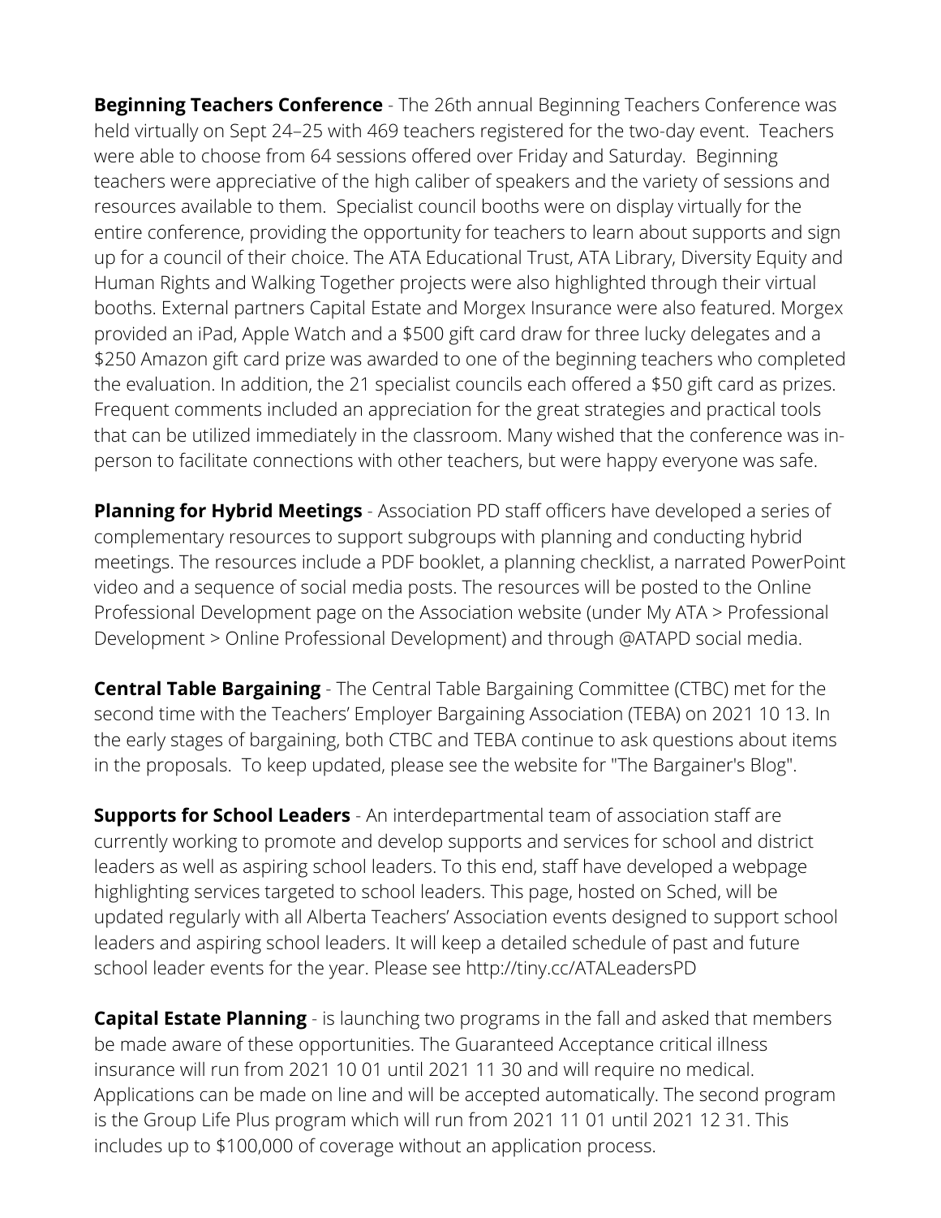**Beginning Teachers Conference** - The 26th annual Beginning Teachers Conference was held virtually on Sept 24–25 with 469 teachers registered for the two-day event. Teachers were able to choose from 64 sessions offered over Friday and Saturday. Beginning teachers were appreciative of the high caliber of speakers and the variety of sessions and resources available to them. Specialist council booths were on display virtually for the entire conference, providing the opportunity for teachers to learn about supports and sign up for a council of their choice. The ATA Educational Trust, ATA Library, Diversity Equity and Human Rights and Walking Together projects were also highlighted through their virtual booths. External partners Capital Estate and Morgex Insurance were also featured. Morgex provided an iPad, Apple Watch and a $500 gift card draw for three lucky delegates and a $250 Amazon gift card prize was awarded to one of the beginning teachers who completed the evaluation. In addition, the 21 specialist councils each offered a $50 gift card as prizes. Frequent comments included an appreciation for the great strategies and practical tools that can be utilized immediately in the classroom. Many wished that the conference was in-person to facilitate connections with other teachers, but were happy everyone was safe.

**Planning for Hybrid Meetings** - Association PD staff officers have developed a series of complementary resources to support subgroups with planning and conducting hybrid meetings. The resources include a PDF booklet, a planning checklist, a narrated PowerPoint video and a sequence of social media posts. The resources will be posted to the Online Professional Development page on the Association website (under My ATA > Professional Development > Online Professional Development) and through @ATAPD social media.

**Central Table Bargaining** - The Central Table Bargaining Committee (CTBC) met for the second time with the Teachers' Employer Bargaining Association (TEBA) on 2021 10 13. In the early stages of bargaining, both CTBC and TEBA continue to ask questions about items in the proposals. To keep updated, please see the website for "The Bargainer's Blog".

**Supports for School Leaders** - An interdepartmental team of association staff are currently working to promote and develop supports and services for school and district leaders as well as aspiring school leaders. To this end, staff have developed a webpage highlighting services targeted to school leaders. This page, hosted on Sched, will be updated regularly with all Alberta Teachers' Association events designed to support school leaders and aspiring school leaders. It will keep a detailed schedule of past and future school leader events for the year. Please see http://tiny.cc/ATALeadersPD

**Capital Estate Planning** - is launching two programs in the fall and asked that members be made aware of these opportunities. The Guaranteed Acceptance critical illness insurance will run from 2021 10 01 until 2021 11 30 and will require no medical. Applications can be made on line and will be accepted automatically. The second program is the Group Life Plus program which will run from 2021 11 01 until 2021 12 31. This includes up to $100,000 of coverage without an application process.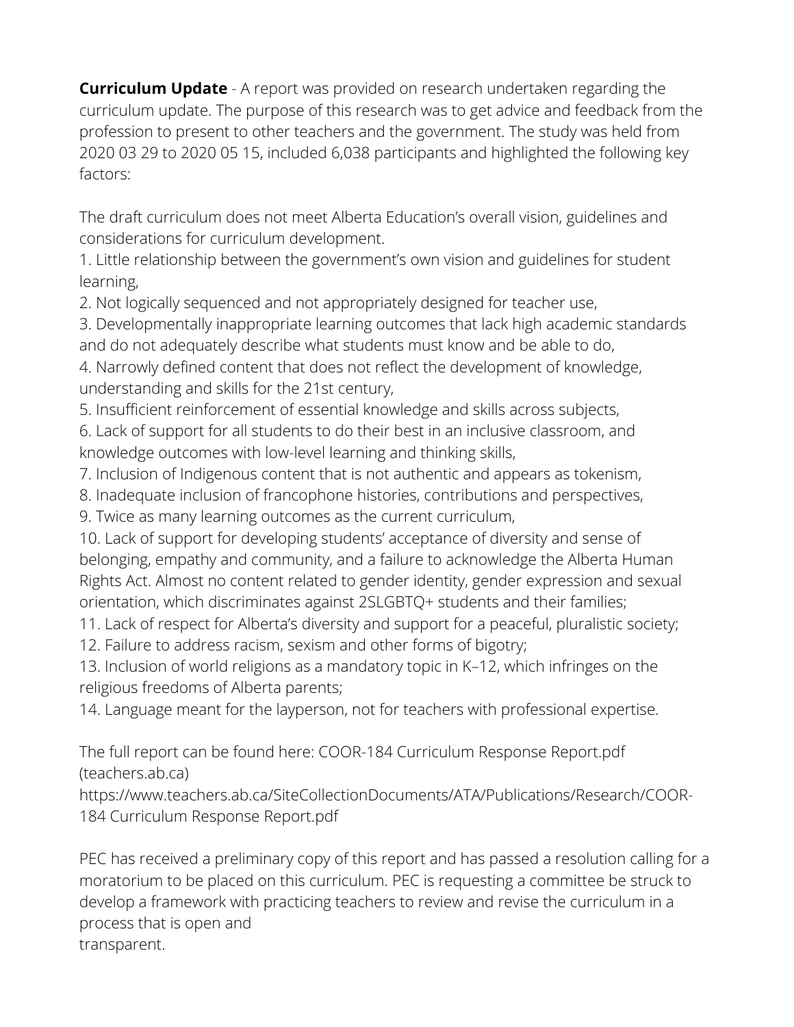**Curriculum Update** - A report was provided on research undertaken regarding the curriculum update. The purpose of this research was to get advice and feedback from the profession to present to other teachers and the government. The study was held from 2020 03 29 to 2020 05 15, included 6,038 participants and highlighted the following key factors:

The draft curriculum does not meet Alberta Education's overall vision, guidelines and considerations for curriculum development.

1. Little relationship between the government's own vision and guidelines for student learning,
2. Not logically sequenced and not appropriately designed for teacher use,
3. Developmentally inappropriate learning outcomes that lack high academic standards and do not adequately describe what students must know and be able to do,
4. Narrowly defined content that does not reflect the development of knowledge, understanding and skills for the 21st century,
5. Insufficient reinforcement of essential knowledge and skills across subjects,
6. Lack of support for all students to do their best in an inclusive classroom, and knowledge outcomes with low-level learning and thinking skills,
7. Inclusion of Indigenous content that is not authentic and appears as tokenism,
8. Inadequate inclusion of francophone histories, contributions and perspectives,
9. Twice as many learning outcomes as the current curriculum,
10. Lack of support for developing students' acceptance of diversity and sense of belonging, empathy and community, and a failure to acknowledge the Alberta Human Rights Act. Almost no content related to gender identity, gender expression and sexual orientation, which discriminates against 2SLGBTQ+ students and their families;
11. Lack of respect for Alberta's diversity and support for a peaceful, pluralistic society;
12. Failure to address racism, sexism and other forms of bigotry;
13. Inclusion of world religions as a mandatory topic in K–12, which infringes on the religious freedoms of Alberta parents;
14. Language meant for the layperson, not for teachers with professional expertise.

The full report can be found here: COOR-184 Curriculum Response Report.pdf (teachers.ab.ca)
https://www.teachers.ab.ca/SiteCollectionDocuments/ATA/Publications/Research/COOR-184 Curriculum Response Report.pdf

PEC has received a preliminary copy of this report and has passed a resolution calling for a moratorium to be placed on this curriculum. PEC is requesting a committee be struck to develop a framework with practicing teachers to review and revise the curriculum in a process that is open and transparent.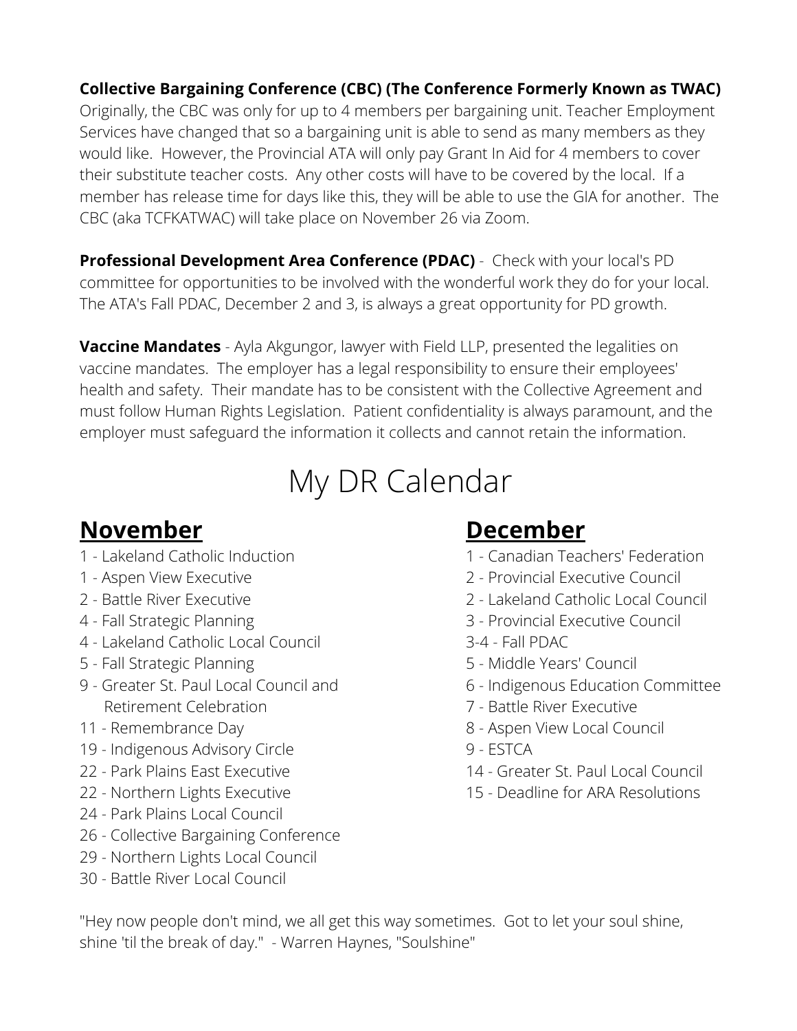**Collective Bargaining Conference (CBC) (The Conference Formerly Known as TWAC)**
Originally, the CBC was only for up to 4 members per bargaining unit. Teacher Employment Services have changed that so a bargaining unit is able to send as many members as they would like. However, the Provincial ATA will only pay Grant In Aid for 4 members to cover their substitute teacher costs. Any other costs will have to be covered by the local. If a member has release time for days like this, they will be able to use the GIA for another. The CBC (aka TCFKATWAC) will take place on November 26 via Zoom.

**Professional Development Area Conference (PDAC)** - Check with your local's PD committee for opportunities to be involved with the wonderful work they do for your local. The ATA's Fall PDAC, December 2 and 3, is always a great opportunity for PD growth.

**Vaccine Mandates** - Ayla Akgungor, lawyer with Field LLP, presented the legalities on vaccine mandates. The employer has a legal responsibility to ensure their employees' health and safety. Their mandate has to be consistent with the Collective Agreement and must follow Human Rights Legislation. Patient confidentiality is always paramount, and the employer must safeguard the information it collects and cannot retain the information.

# My DR Calendar

## November

1 - Lakeland Catholic Induction
1 - Aspen View Executive
2 - Battle River Executive
4 - Fall Strategic Planning
4 - Lakeland Catholic Local Council
5 - Fall Strategic Planning
9 - Greater St. Paul Local Council and Retirement Celebration
11 - Remembrance Day
19 - Indigenous Advisory Circle
22 - Park Plains East Executive
22 - Northern Lights Executive
24 - Park Plains Local Council
26 - Collective Bargaining Conference
29 - Northern Lights Local Council
30 - Battle River Local Council

## December

1 - Canadian Teachers' Federation
2 - Provincial Executive Council
2 - Lakeland Catholic Local Council
3 - Provincial Executive Council
3-4 - Fall PDAC
5 - Middle Years' Council
6 - Indigenous Education Committee
7 - Battle River Executive
8 - Aspen View Local Council
9 - ESTCA
14 - Greater St. Paul Local Council
15 - Deadline for ARA Resolutions

"Hey now people don't mind, we all get this way sometimes. Got to let your soul shine, shine 'til the break of day." - Warren Haynes, "Soulshine"